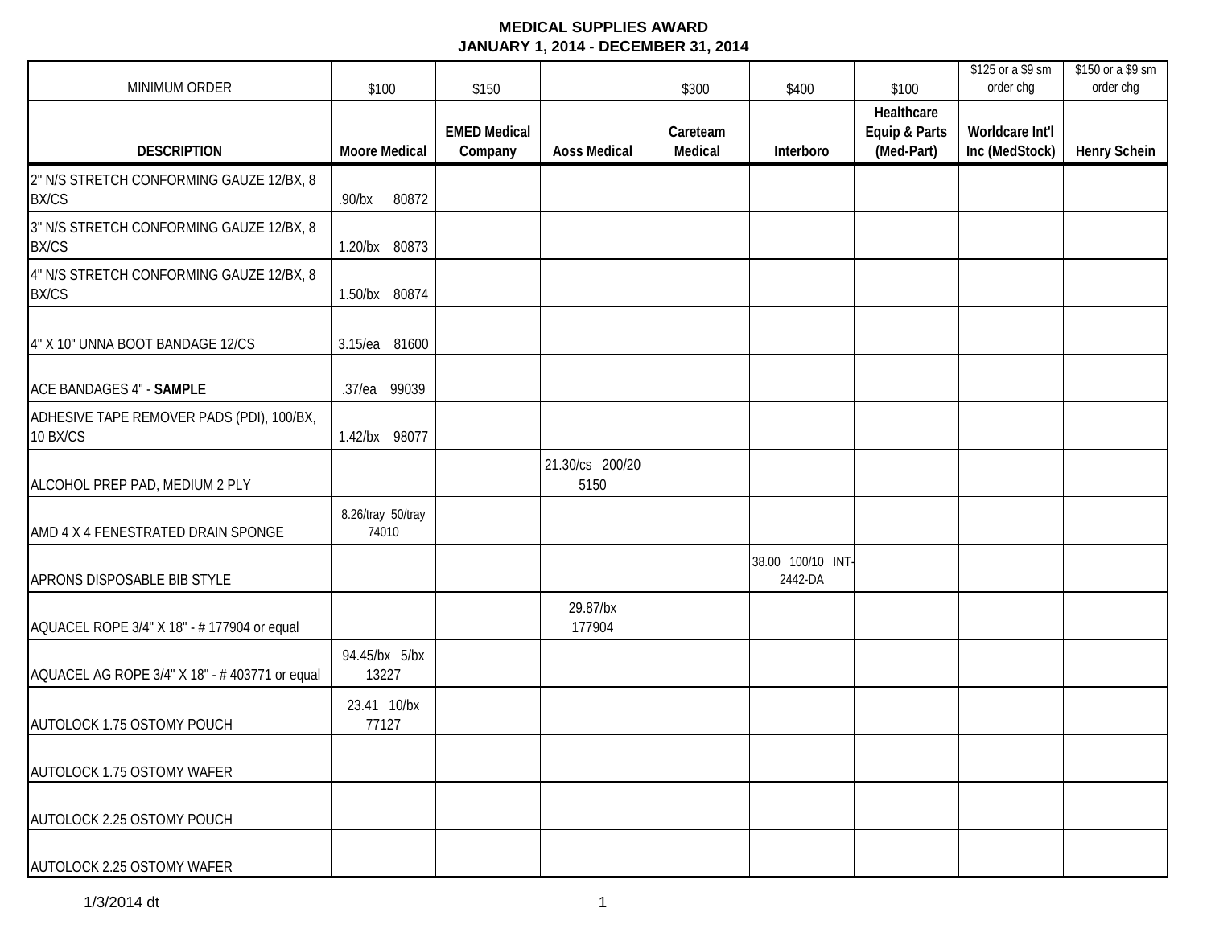# MEDICAL SUPPLIES AWARD
## JANUARY 1, 2014 - DECEMBER 31, 2014

| MINIMUM ORDER | $100 | $150 | | $300 | $400 | $100 | $125 or a $9 sm order chg | $150 or a $9 sm order chg |
|---|---|---|---|---|---|---|---|---|
| **DESCRIPTION** | **Moore Medical** | **EMED Medical Company** | **Aoss Medical** | **Careteam Medical** | **Interboro** | **Healthcare Equip & Parts (Med-Part)** | **Worldcare Int'l Inc (MedStock)** | **Henry Schein** |
| 2" N/S STRETCH CONFORMING GAUZE 12/BX, 8 BX/CS | .90/bx 80872 | | | | | | | |
| 3" N/S STRETCH CONFORMING GAUZE 12/BX, 8 BX/CS | 1.20/bx 80873 | | | | | | | |
| 4" N/S STRETCH CONFORMING GAUZE 12/BX, 8 BX/CS | 1.50/bx 80874 | | | | | | | |
| 4" X 10" UNNA BOOT BANDAGE 12/CS | 3.15/ea 81600 | | | | | | | |
| ACE BANDAGES 4" - **SAMPLE** | .37/ea 99039 | | | | | | | |
| ADHESIVE TAPE REMOVER PADS (PDI), 100/BX, 10 BX/CS | 1.42/bx 98077 | | | | | | | |
| ALCOHOL PREP PAD, MEDIUM 2 PLY | | | 21.30/cs 200/20 5150 | | | | | |
| AMD 4 X 4 FENESTRATED DRAIN SPONGE | 8.26/tray 50/tray 74010 | | | | | | | |
| APRONS DISPOSABLE BIB STYLE | | | | | 38.00 100/10 INT-2442-DA | | | |
| AQUACEL ROPE 3/4" X 18" - # 177904 or equal | | | 29.87/bx 177904 | | | | | |
| AQUACEL AG ROPE 3/4" X 18" - # 403771 or equal | 94.45/bx 5/bx 13227 | | | | | | | |
| AUTOLOCK 1.75 OSTOMY POUCH | 23.41 10/bx 77127 | | | | | | | |
| AUTOLOCK 1.75 OSTOMY WAFER | | | | | | | | |
| AUTOLOCK 2.25 OSTOMY POUCH | | | | | | | | |
| AUTOLOCK 2.25 OSTOMY WAFER | | | | | | | | |

1/3/2014 dt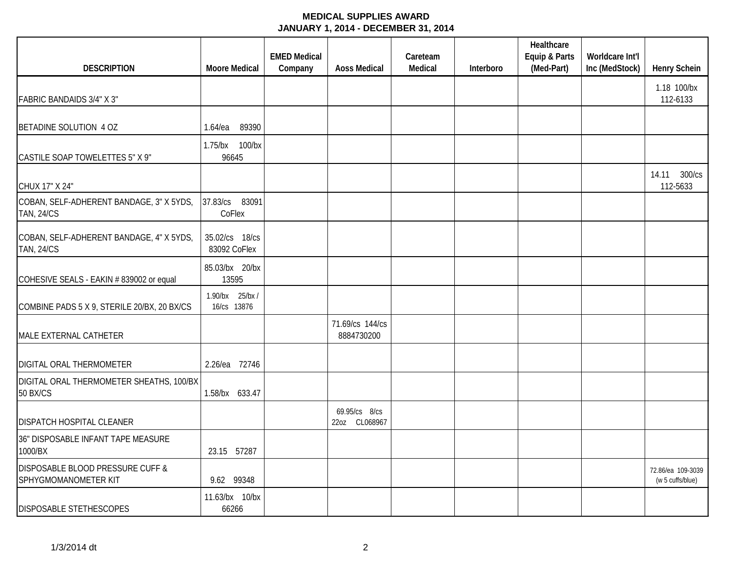**MEDICAL SUPPLIES AWARD**
**JANUARY 1, 2014 - DECEMBER 31, 2014**

| DESCRIPTION | Moore Medical | EMED Medical Company | Aoss Medical | Careteam Medical | Interboro | Healthcare Equip & Parts (Med-Part) | Worldcare Int'l Inc (MedStock) | Henry Schein |
|---|---|---|---|---|---|---|---|---|
| FABRIC BANDAIDS 3/4" X 3" | | | | | | | | 1.18 100/bx 112-6133 |
| BETADINE SOLUTION 4 OZ | 1.64/ea 89390 | | | | | | | |
| CASTILE SOAP TOWELETTES 5" X 9" | 1.75/bx 100/bx 96645 | | | | | | | |
| CHUX 17" X 24" | | | | | | | | 14.11 300/cs 112-5633 |
| COBAN, SELF-ADHERENT BANDAGE, 3" X 5YDS, TAN, 24/CS | 37.83/cs 83091 CoFlex | | | | | | | |
| COBAN, SELF-ADHERENT BANDAGE, 4" X 5YDS, TAN, 24/CS | 35.02/cs 18/cs 83092 CoFlex | | | | | | | |
| COHESIVE SEALS - EAKIN # 839002 or equal | 85.03/bx 20/bx 13595 | | | | | | | |
| COMBINE PADS 5 X 9, STERILE 20/BX, 20 BX/CS | 1.90/bx 25/bx / 16/cs 13876 | | | | | | | |
| MALE EXTERNAL CATHETER | | | 71.69/cs 144/cs 8884730200 | | | | | |
| DIGITAL ORAL THERMOMETER | 2.26/ea 72746 | | | | | | | |
| DIGITAL ORAL THERMOMETER SHEATHS, 100/BX 50 BX/CS | 1.58/bx 633.47 | | | | | | | |
| DISPATCH HOSPITAL CLEANER | | | 69.95/cs 8/cs 22oz CL068967 | | | | | |
| 36" DISPOSABLE INFANT TAPE MEASURE 1000/BX | 23.15 57287 | | | | | | | |
| DISPOSABLE BLOOD PRESSURE CUFF & SPHYGMOMANOMETER KIT | 9.62 99348 | | | | | | | 72.86/ea 109-3039 (w 5 cuffs/blue) |
| DISPOSABLE STETHESCOPES | 11.63/bx 10/bx 66266 | | | | | | | |

1/3/2014 dt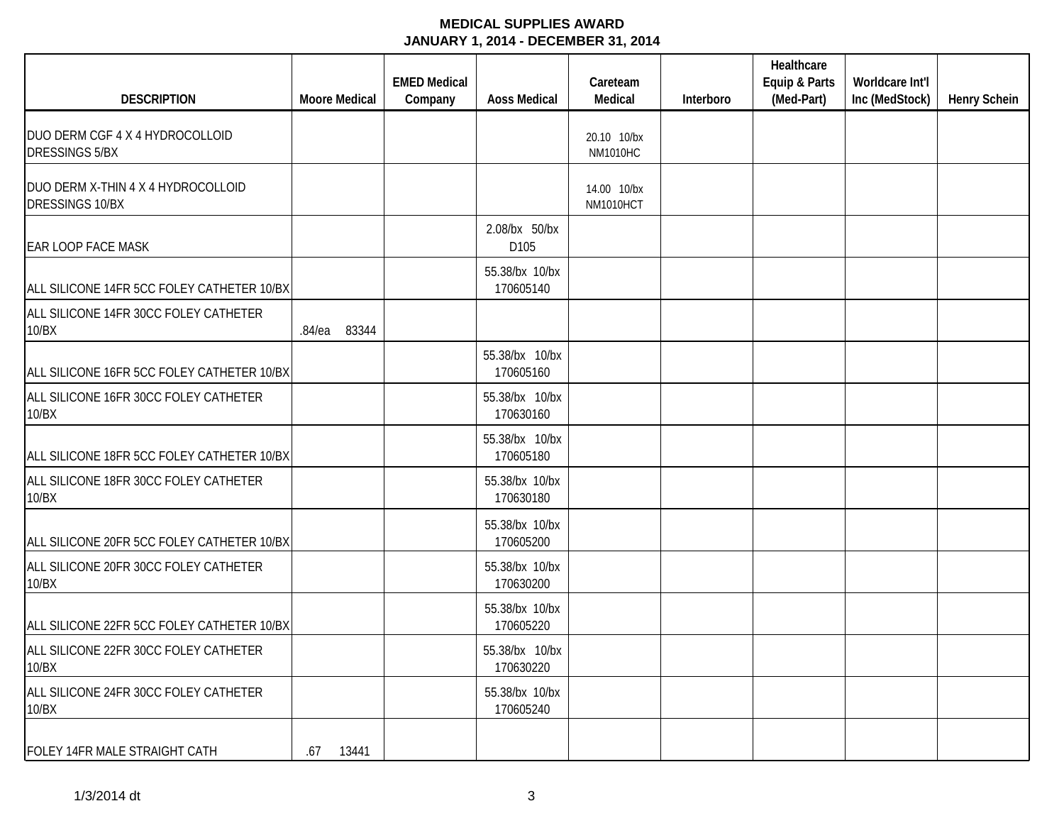# MEDICAL SUPPLIES AWARD
## JANUARY 1, 2014 - DECEMBER 31, 2014

| DESCRIPTION | Moore Medical | EMED Medical Company | Aoss Medical | Careteam Medical | Interboro | Healthcare Equip & Parts (Med-Part) | Worldcare Int'l Inc (MedStock) | Henry Schein |
|---|---|---|---|---|---|---|---|---|
| DUO DERM CGF 4 X 4 HYDROCOLLOID DRESSINGS 5/BX | | | | 20.10 10/bx NM1010HC | | | | |
| DUO DERM X-THIN 4 X 4 HYDROCOLLOID DRESSINGS 10/BX | | | | 14.00 10/bx NM1010HCT | | | | |
| EAR LOOP FACE MASK | | | 2.08/bx 50/bx D105 | | | | | |
| ALL SILICONE 14FR 5CC FOLEY CATHETER 10/BX | | | 55.38/bx 10/bx 170605140 | | | | | |
| ALL SILICONE 14FR 30CC FOLEY CATHETER 10/BX | .84/ea 83344 | | | | | | | |
| ALL SILICONE 16FR 5CC FOLEY CATHETER 10/BX | | | 55.38/bx 10/bx 170605160 | | | | | |
| ALL SILICONE 16FR 30CC FOLEY CATHETER 10/BX | | | 55.38/bx 10/bx 170630160 | | | | | |
| ALL SILICONE 18FR 5CC FOLEY CATHETER 10/BX | | | 55.38/bx 10/bx 170605180 | | | | | |
| ALL SILICONE 18FR 30CC FOLEY CATHETER 10/BX | | | 55.38/bx 10/bx 170630180 | | | | | |
| ALL SILICONE 20FR 5CC FOLEY CATHETER 10/BX | | | 55.38/bx 10/bx 170605200 | | | | | |
| ALL SILICONE 20FR 30CC FOLEY CATHETER 10/BX | | | 55.38/bx 10/bx 170630200 | | | | | |
| ALL SILICONE 22FR 5CC FOLEY CATHETER 10/BX | | | 55.38/bx 10/bx 170605220 | | | | | |
| ALL SILICONE 22FR 30CC FOLEY CATHETER 10/BX | | | 55.38/bx 10/bx 170630220 | | | | | |
| ALL SILICONE 24FR 30CC FOLEY CATH 10/BX | | | 55.38/bx 10/bx 170605240 | | | | | |
| FOLEY 14FR MALE STRAIGHT CATH | .67 13441 | | | | | | | |

1/3/2014 dt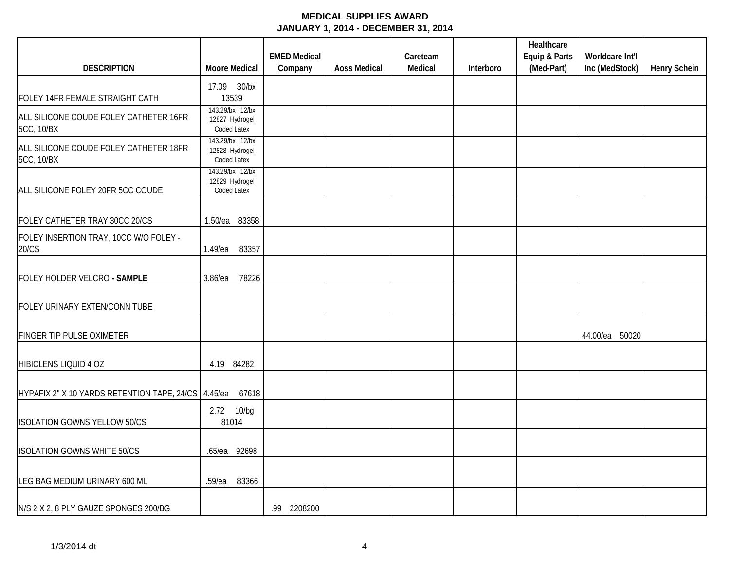**MEDICAL SUPPLIES AWARD**
**JANUARY 1, 2014 - DECEMBER 31, 2014**

| DESCRIPTION | Moore Medical | EMED Medical Company | Aoss Medical | Careteam Medical | Interboro | Healthcare Equip & Parts (Med-Part) | Worldcare Int'l Inc (MedStock) | Henry Schein |
|---|---|---|---|---|---|---|---|---|
| FOLEY 14FR FEMALE STRAIGHT CATH | 17.09 30/bx 13539 | | | | | | | |
| ALL SILICONE COUDE FOLEY CATHETER 16FR 5CC, 10/BX | 143.29/bx 12/bx 12827 Hydrogel Coded Latex | | | | | | | |
| ALL SILICONE COUDE FOLEY CATHETER 18FR 5CC, 10/BX | 143.29/bx 12/bx 12828 Hydrogel Coded Latex | | | | | | | |
| ALL SILICONE FOLEY 20FR 5CC COUDE | 143.29/bx 12/bx 12829 Hydrogel Coded Latex | | | | | | | |
| FOLEY CATHETER TRAY 30CC 20/CS | 1.50/ea 83358 | | | | | | | |
| FOLEY INSERTION TRAY, 10CC W/O FOLEY - 20/CS | 1.49/ea 83357 | | | | | | | |
| FOLEY HOLDER VELCRO **- SAMPLE** | 3.86/ea 78226 | | | | | | | |
| FOLEY URINARY EXTEN/CONN TUBE | | | | | | | | |
| FINGER TIP PULSE OXIMETER | | | | | | | 44.00/ea 50020 | |
| HIBICLENS LIQUID 4 OZ | 4.19 84282 | | | | | | | |
| HYPAFIX 2" X 10 YARDS RETENTION TAPE, 24/CS | 4.45/ea 67618 | | | | | | | |
| ISOLATION GOWNS YELLOW 50/CS | 2.72 10/bg 81014 | | | | | | | |
| ISOLATION GOWNS WHITE 50/CS | .65/ea 92698 | | | | | | | |
| LEG BAG MEDIUM URINARY 600 ML | .59/ea 83366 | | | | | | | |
| N/S 2 X 2, 8 PLY GAUZE SPONGES 200/BG | | .99 2208200 | | | | | | |

1/3/2014 dt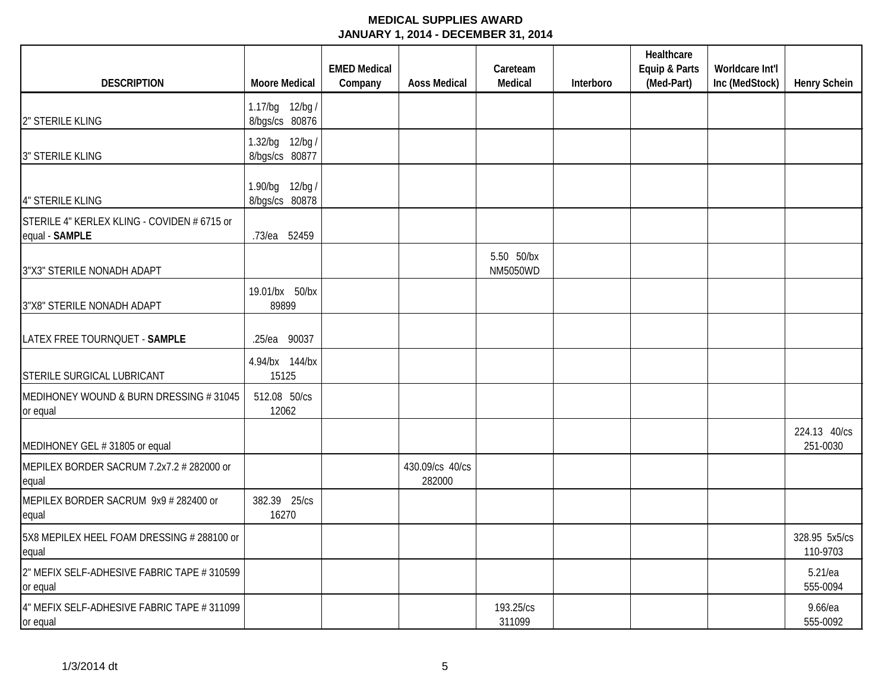**MEDICAL SUPPLIES AWARD**
**JANUARY 1, 2014 - DECEMBER 31, 2014**

| DESCRIPTION | Moore Medical | EMED Medical Company | Aoss Medical | Careteam Medical | Interboro | Healthcare Equip & Parts (Med-Part) | Worldcare Int'l Inc (MedStock) | Henry Schein |
|---|---|---|---|---|---|---|---|---|
| 2" STERILE KLING | 1.17/bg 12/bg / 8/bgs/cs 80876 | | | | | | | |
| 3" STERILE KLING | 1.32/bg 12/bg / 8/bgs/cs 80877 | | | | | | | |
| 4" STERILE KLING | 1.90/bg 12/bg / 8/bgs/cs 80878 | | | | | | | |
| STERILE 4" KERLEX KLING - COVIDEN # 6715 or equal - **SAMPLE** | .73/ea 52459 | | | | | | | |
| 3"X3" STERILE NONADH ADAPT | | | | 5.50 50/bx NM5050WD | | | | |
| 3"X8" STERILE NONADH ADAPT | 19.01/bx 50/bx 89899 | | | | | | | |
| LATEX FREE TOURNQUET - **SAMPLE** | .25/ea 90037 | | | | | | | |
| STERILE SURGICAL LUBRICANT | 4.94/bx 144/bx 15125 | | | | | | | |
| MEDIHONEY WOUND & BURN DRESSING # 31045 or equal | 512.08 50/cs 12062 | | | | | | | |
| MEDIHONEY GEL # 31805 or equal | | | | | | | | 224.13 40/cs 251-0030 |
| MEPILEX BORDER SACRUM 7.2x7.2 # 282000 or equal | | | 430.09/cs 40/cs 282000 | | | | | |
| MEPILEX BORDER SACRUM 9x9 # 282400 or equal | 382.39 25/cs 16270 | | | | | | | |
| 5X8 MEPILEX HEEL FOAM DRESSING # 288100 or equal | | | | | | | | 328.95 5x5/cs 110-9703 |
| 2" MEFIX SELF-ADHESIVE FABRIC TAPE # 310599 or equal | | | | | | | | 5.21/ea 555-0094 |
| 4" MEFIX SELF-ADHESIVE FABRIC TAPE # 311099 or equal | | | | 193.25/cs 311099 | | | | 9.66/ea 555-0092 |

1/3/2014 dt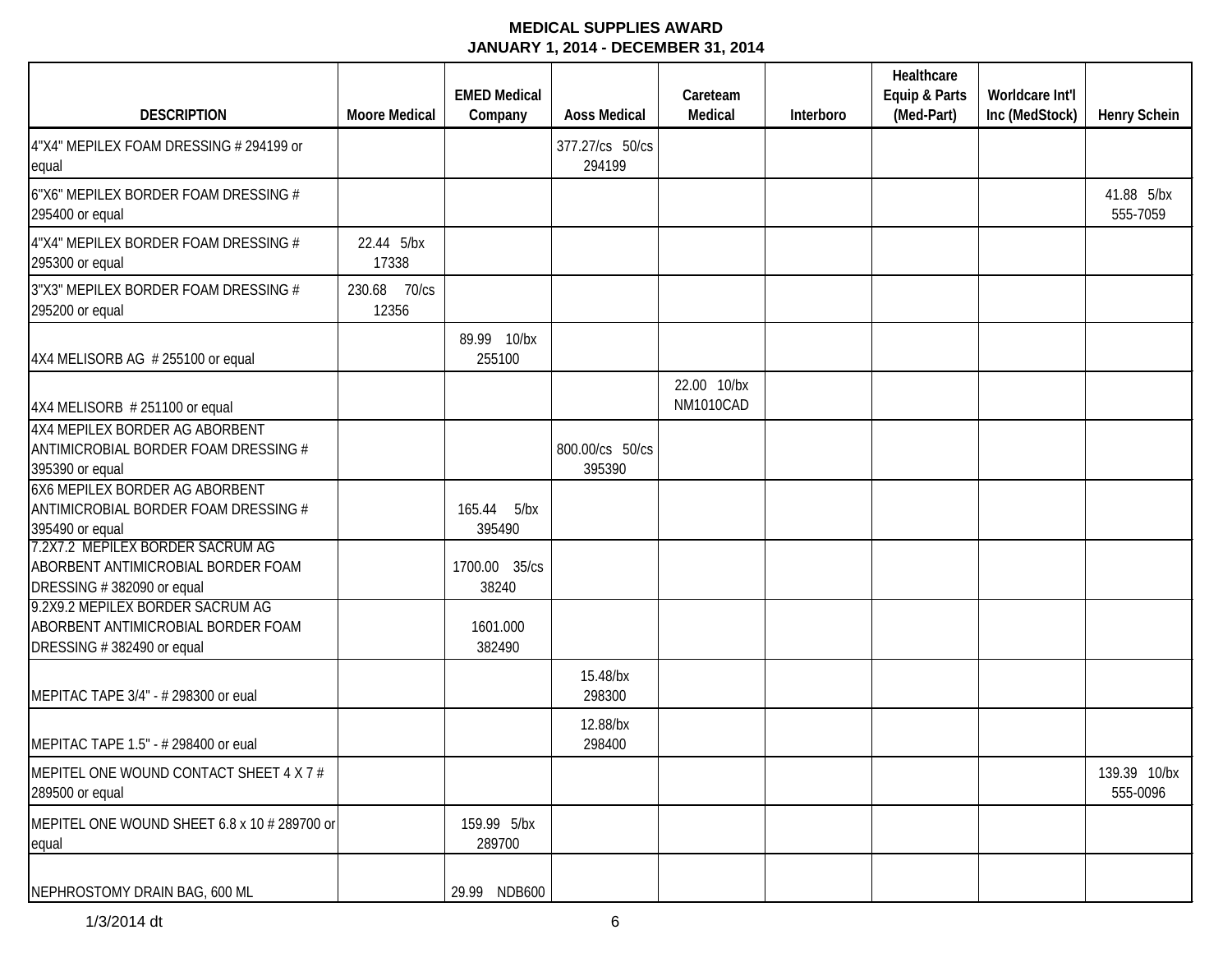**MEDICAL SUPPLIES AWARD**
**JANUARY 1, 2014 - DECEMBER 31, 2014**

| DESCRIPTION | Moore Medical | EMED Medical Company | Aoss Medical | Careteam Medical | Interboro | Healthcare Equip & Parts (Med-Part) | Worldcare Int'l Inc (MedStock) | Henry Schein |
|---|---|---|---|---|---|---|---|---|
| 4"X4" MEPILEX FOAM DRESSING # 294199 or equal | | | 377.27/cs 50/cs 294199 | | | | | |
| 6"X6" MEPILEX BORDER FOAM DRESSING # 295400 or equal | | | | | | | | 41.88 5/bx 555-7059 |
| 4"X4" MEPILEX BORDER FOAM DRESSING # 295300 or equal | 22.44 5/bx 17338 | | | | | | | |
| 3"X3" MEPILEX BORDER FOAM DRESSING # 295200 or equal | 230.68 70/cs 12356 | | | | | | | |
| 4X4 MELISORB AG # 255100 or equal | | 89.99 10/bx 255100 | | | | | | |
| 4X4 MELISORB # 251100 or equal | | | | 22.00 10/bx NM1010CAD | | | | |
| 4X4 MEPILEX BORDER AG ABORBENT ANTIMICROBIAL BORDER FOAM DRESSING # 395390 or equal | | | 800.00/cs 50/cs 395390 | | | | | |
| 6X6 MEPILEX BORDER AG ABORBENT ANTIMICROBIAL BORDER FOAM DRESSING # 395490 or equal | | 165.44 5/bx 395490 | | | | | | |
| 7.2X7.2 MEPILEX BORDER SACRUM AG ABORBENT ANTIMICROBIAL BORDER FOAM DRESSING # 382090 or equal | | 1700.00 35/cs 38240 | | | | | | |
| 9.2X9.2 MEPILEX BORDER SACRUM AG ABORBENT ANTIMICROBIAL BORDER FOAM DRESSING # 382490 or equal | | 1601.000 382490 | | | | | | |
| MEPITAC TAPE 3/4" - # 298300 or eual | | | 15.48/bx 298300 | | | | | |
| MEPITAC TAPE 1.5" - # 298400 or eual | | | 12.88/bx 298400 | | | | | |
| MEPITEL ONE WOUND CONTACT SHEET 4 X 7 # 289500 or equal | | | | | | | | 139.39 10/bx 555-0096 |
| MEPITEL ONE WOUND SHEET 6.8 x 10 # 289700 or equal | | 159.99 5/bx 289700 | | | | | | |
| NEPHROSTOMY DRAIN BAG, 600 ML | | 29.99 NDB600 | | | | | | |

1/3/2014 dt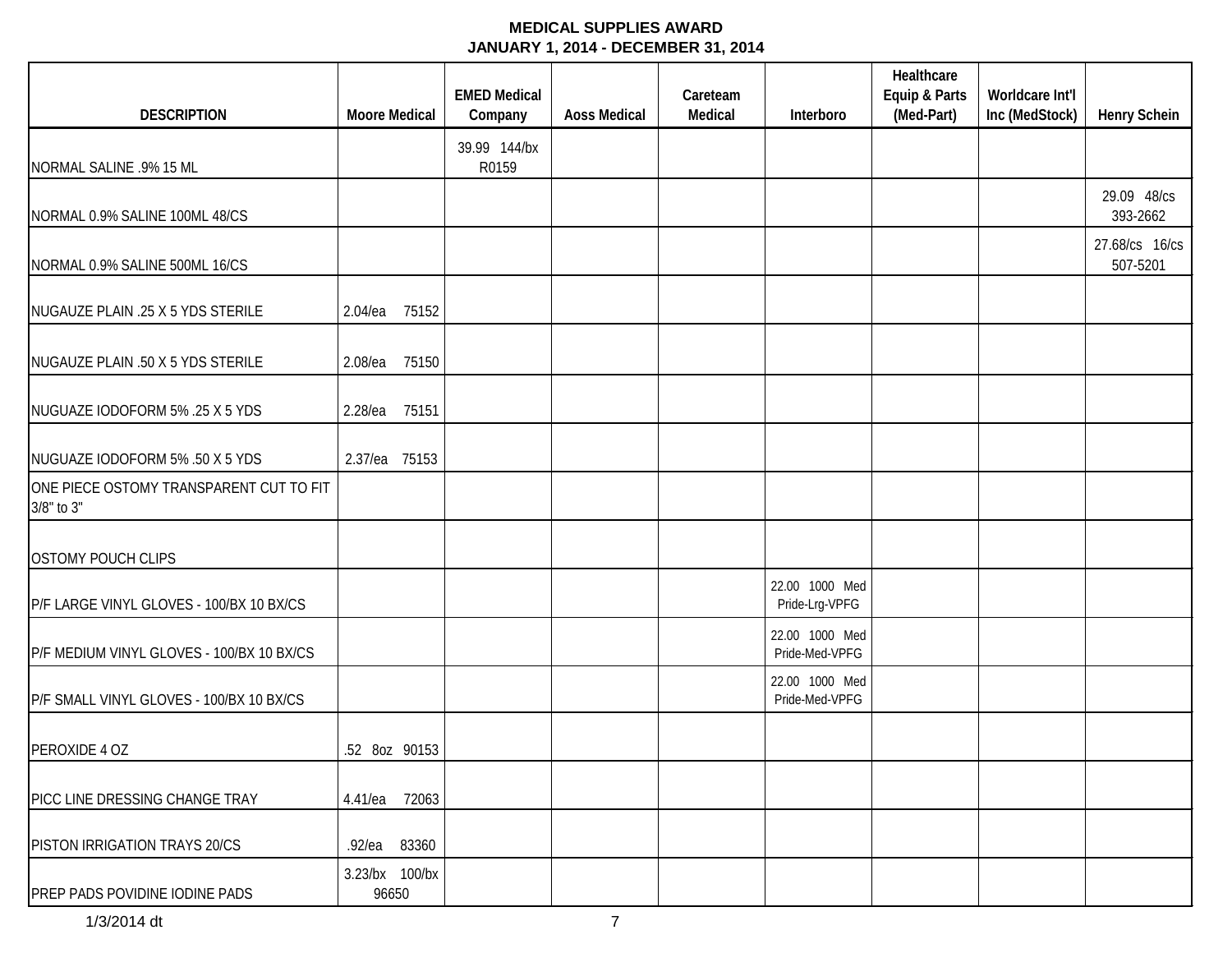# MEDICAL SUPPLIES AWARD
## JANUARY 1, 2014 - DECEMBER 31, 2014

| DESCRIPTION | Moore Medical | EMED Medical Company | Aoss Medical | Careteam Medical | Interboro | Healthcare Equip & Parts (Med-Part) | Worldcare Int'l Inc (MedStock) | Henry Schein |
|---|---|---|---|---|---|---|---|---|
| NORMAL SALINE .9% 15 ML | | 39.99 144/bx R0159 | | | | | | |
| NORMAL 0.9% SALINE 100ML 48/CS | | | | | | | | 29.09 48/cs 393-2662 |
| NORMAL 0.9% SALINE 500ML 16/CS | | | | | | | | 27.68/cs 16/cs 507-5201 |
| NUGAUZE PLAIN .25 X 5 YDS STERILE | 2.04/ea 75152 | | | | | | | |
| NUGAUZE PLAIN .50 X 5 YDS STERILE | 2.08/ea 75150 | | | | | | | |
| NUGUAZE IODOFORM 5% .25 X 5 YDS | 2.28/ea 75151 | | | | | | | |
| NUGUAZE IODOFORM 5% .50 X 5 YDS | 2.37/ea 75153 | | | | | | | |
| ONE PIECE OSTOMY TRANSPARENT CUT TO FIT 3/8" to 3" | | | | | | | | |
| OSTOMY POUCH CLIPS | | | | | | | | |
| P/F LARGE VINYL GLOVES - 100/BX 10 BX/CS | | | | | 22.00 1000 Med Pride-Lrg-VPFG | | | |
| P/F MEDIUM VINYL GLOVES - 100/BX 10 BX/CS | | | | | 22.00 1000 Med Pride-Med-VPFG | | | |
| P/F SMALL VINYL GLOVES - 100/BX 10 BX/CS | | | | | 22.00 1000 Med Pride-Med-VPFG | | | |
| PEROXIDE 4 OZ | .52 8oz 90153 | | | | | | | |
| PICC LINE DRESSING CHANGE TRAY | 4.41/ea 72063 | | | | | | | |
| PISTON IRRIGATION TRAYS 20/CS | .92/ea 83360 | | | | | | | |
| PREP PADS POVIDINE IODINE PADS | 3.23/bx 100/bx 96650 | | | | | | | |

1/3/2014 dt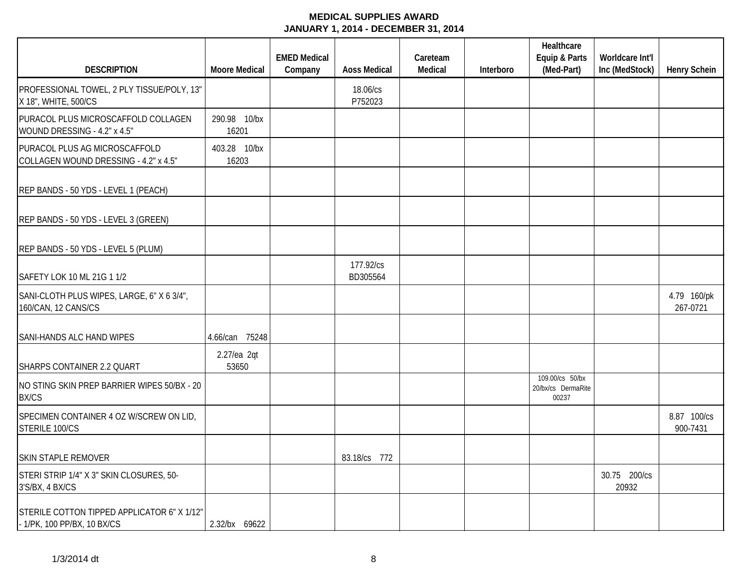# MEDICAL SUPPLIES AWARD
## JANUARY 1, 2014 - DECEMBER 31, 2014

| DESCRIPTION | Moore Medical | EMED Medical Company | Aoss Medical | Careteam Medical | Interboro | Healthcare Equip & Parts (Med-Part) | Worldcare Int'l Inc (MedStock) | Henry Schein |
|---|---|---|---|---|---|---|---|---|
| PROFESSIONAL TOWEL, 2 PLY TISSUE/POLY, 13" X 18", WHITE, 500/CS | | | 18.06/cs P752023 | | | | | |
| PURACOL PLUS MICROSCAFFOLD COLLAGEN WOUND DRESSING - 4.2" x 4.5" | 290.98 10/bx 16201 | | | | | | | |
| PURACOL PLUS AG MICROSCAFFOLD COLLAGEN WOUND DRESSING - 4.2" x 4.5" | 403.28 10/bx 16203 | | | | | | | |
| REP BANDS - 50 YDS - LEVEL 1 (PEACH) | | | | | | | | |
| REP BANDS - 50 YDS - LEVEL 3 (GREEN) | | | | | | | | |
| REP BANDS - 50 YDS - LEVEL 5 (PLUM) | | | | | | | | |
| SAFETY LOK 10 ML 21G 1 1/2 | | | 177.92/cs BD305564 | | | | | |
| SANI-CLOTH PLUS WIPES, LARGE, 6" X 6 3/4", 160/CAN, 12 CANS/CS | | | | | | | | 4.79 160/pk 267-0721 |
| SANI-HANDS ALC HAND WIPES | 4.66/can 75248 | | | | | | | |
| SHARPS CONTAINER 2.2 QUART | 2.27/ea 2qt 53650 | | | | | | | |
| NO STING SKIN PREP BARRIER WIPES 50/BX - 20 BX/CS | | | | | | 109.00/cs 50/bx 20/bx/cs DermaRite 00237 | | |
| SPECIMEN CONTAINER 4 OZ W/SCREW ON LID, STERILE 100/CS | | | | | | | | 8.87 100/cs 900-7431 |
| SKIN STAPLE REMOVER | | | 83.18/cs 772 | | | | | |
| STERI STRIP 1/4" X 3" SKIN CLOSURES, 50-3'S/BX, 4 BX/CS | | | | | | | 30.75 200/cs 20932 | |
| STERILE COTTON TIPPED APPLICATOR 6" X 1/12" - 1/PK, 100 PP/BX, 10 BX/CS | 2.32/bx 69622 | | | | | | | |

1/3/2014 dt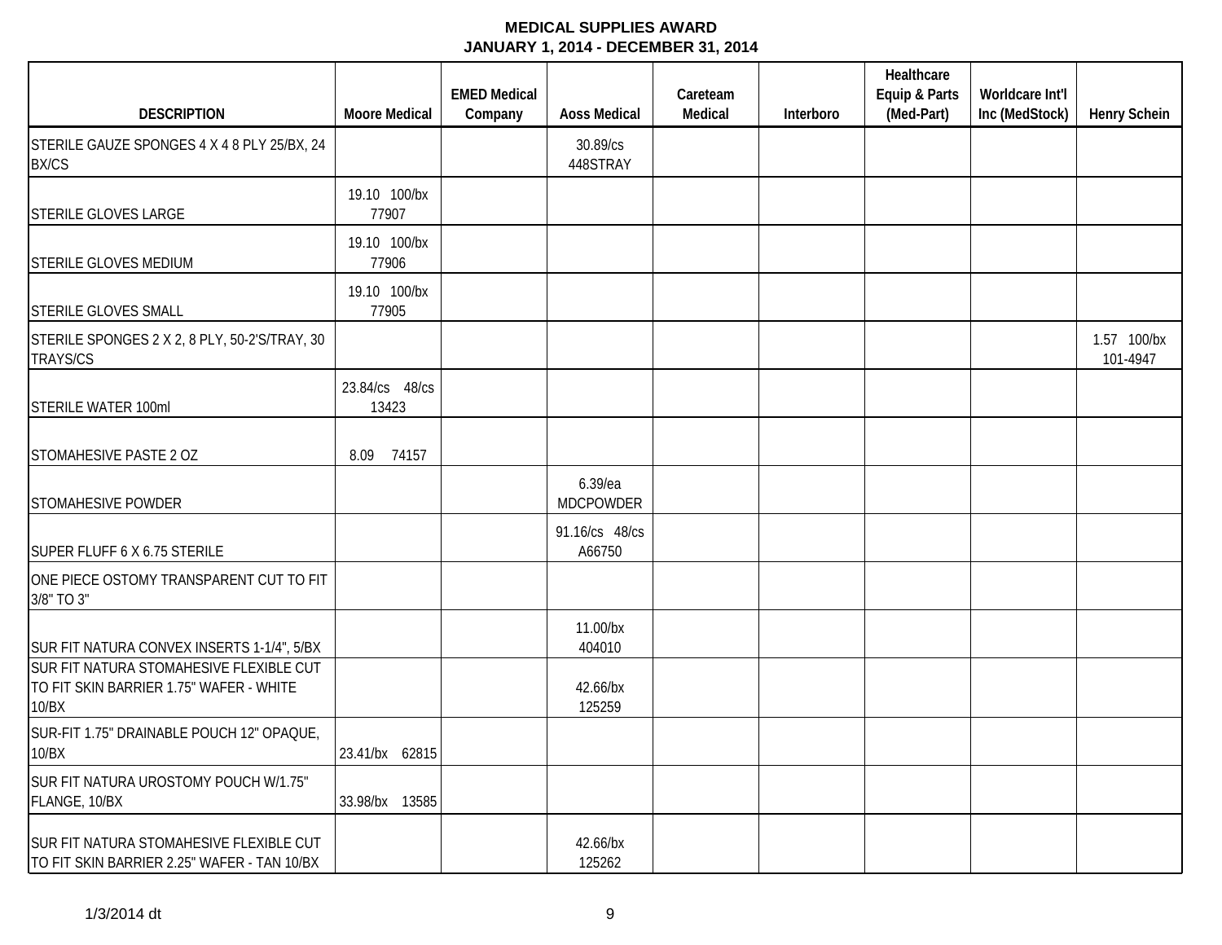# MEDICAL SUPPLIES AWARD
## JANUARY 1, 2014 - DECEMBER 31, 2014

| DESCRIPTION | Moore Medical | EMED Medical Company | Aoss Medical | Careteam Medical | Interboro | Healthcare Equip & Parts (Med-Part) | Worldcare Int'l Inc (MedStock) | Henry Schein |
|---|---|---|---|---|---|---|---|---|
| STERILE GAUZE SPONGES 4 X 4 8 PLY 25/BX, 24 BX/CS | | | 30.89/cs 448STRAY | | | | | |
| STERILE GLOVES LARGE | 19.10 100/bx 77907 | | | | | | | |
| STERILE GLOVES MEDIUM | 19.10 100/bx 77906 | | | | | | | |
| STERILE GLOVES SMALL | 19.10 100/bx 77905 | | | | | | | |
| STERILE SPONGES 2 X 2, 8 PLY, 50-2'S/TRAY, 30 TRAYS/CS | | | | | | | | 1.57 100/bx 101-4947 |
| STERILE WATER 100ml | 23.84/cs 48/cs 13423 | | | | | | | |
| STOMAHESIVE PASTE 2 OZ | 8.09 74157 | | | | | | | |
| STOMAHESIVE POWDER | | | 6.39/ea MDCPOWDER | | | | | |
| SUPER FLUFF 6 X 6.75 STERILE | | | 91.16/cs 48/cs A66750 | | | | | |
| ONE PIECE OSTOMY TRANSPARENT CUT TO FIT 3/8" TO 3" | | | | | | | | |
| SUR FIT NATURA CONVEX INSERTS 1-1/4", 5/BX | | | 11.00/bx 404010 | | | | | |
| SUR FIT NATURA STOMAHESIVE FLEXIBLE CUT TO FIT SKIN BARRIER 1.75" WAFER - WHITE 10/BX | | | 42.66/bx 125259 | | | | | |
| SUR-FIT 1.75" DRAINABLE POUCH 12" OPAQUE, 10/BX | 23.41/bx 62815 | | | | | | | |
| SUR FIT NATURA UROSTOMY POUCH W/1.75" FLANGE, 10/BX | 33.98/bx 13585 | | | | | | | |
| SUR FIT NATURA STOMAHESIVE FLEXIBLE CUT TO FIT SKIN BARRIER 2.25" WAFER - TAN 10/BX | | | 42.66/bx 125262 | | | | | |

1/3/2014 dt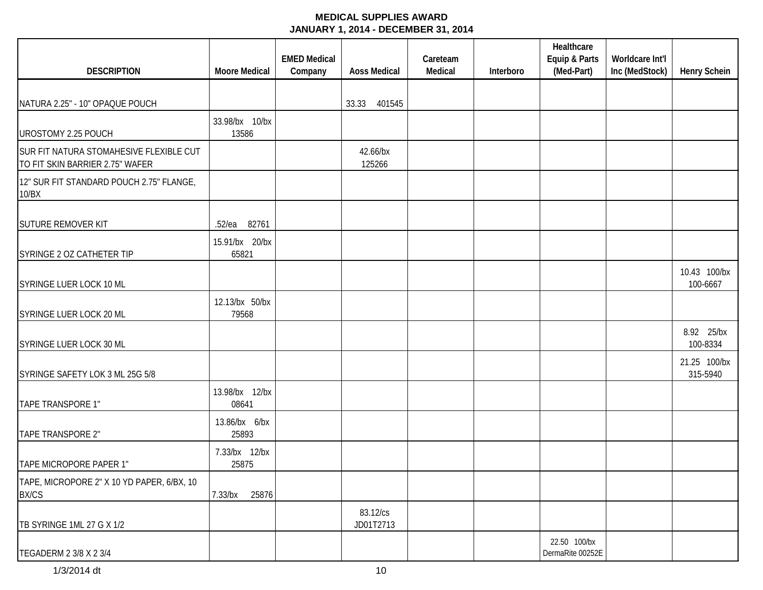**MEDICAL SUPPLIES AWARD**
**JANUARY 1, 2014 - DECEMBER 31, 2014**

| DESCRIPTION | Moore Medical | EMED Medical Company | Aoss Medical | Careteam Medical | Interboro | Healthcare Equip & Parts (Med-Part) | Worldcare Int'l Inc (MedStock) | Henry Schein |
|---|---|---|---|---|---|---|---|---|
| NATURA 2.25" - 10" OPAQUE POUCH | | | 33.33 401545 | | | | | |
| UROSTOMY 2.25 POUCH | 33.98/bx 10/bx 13586 | | | | | | | |
| SUR FIT NATURA STOMAHESIVE FLEXIBLE CUT TO FIT SKIN BARRIER 2.75" WAFER | | | 42.66/bx 125266 | | | | | |
| 12" SUR FIT STANDARD POUCH 2.75" FLANGE, 10/BX | | | | | | | | |
| SUTURE REMOVER KIT | .52/ea 82761 | | | | | | | |
| SYRINGE 2 OZ CATHETER TIP | 15.91/bx 20/bx 65821 | | | | | | | |
| SYRINGE LUER LOCK 10 ML | | | | | | | | 10.43 100/bx 100-6667 |
| SYRINGE LUER LOCK 20 ML | 12.13/bx 50/bx 79568 | | | | | | | |
| SYRINGE LUER LOCK 30 ML | | | | | | | | 8.92 25/bx 100-8334 |
| SYRINGE SAFETY LOK 3 ML 25G 5/8 | | | | | | | | 21.25 100/bx 315-5940 |
| TAPE TRANSPORE 1" | 13.98/bx 12/bx 08641 | | | | | | | |
| TAPE TRANSPORE 2" | 13.86/bx 6/bx 25893 | | | | | | | |
| TAPE MICROPORE PAPER 1" | 7.33/bx 12/bx 25875 | | | | | | | |
| TAPE, MICROPORE 2" X 10 YD PAPER, 6/BX, 10 BX/CS | 7.33/bx 25876 | | | | | | | |
| TB SYRINGE 1ML 27 G X 1/2 | | | 83.12/cs JD01T2713 | | | | | |
| TEGADERM 2 3/8 X 2 3/4 | | | | | | 22.50 100/bx DermaRite 00252E | | |

1/3/2014 dt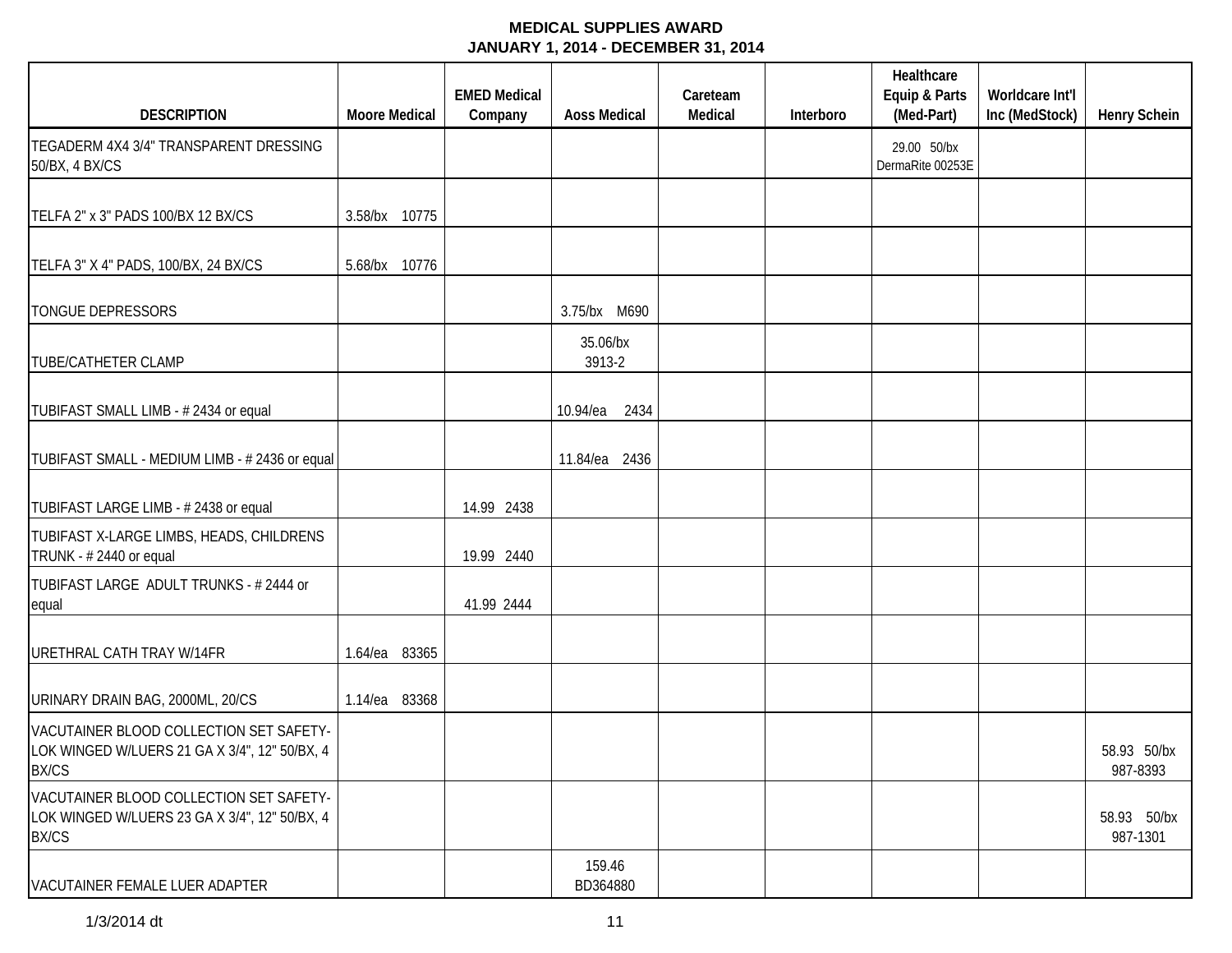# MEDICAL SUPPLIES AWARD
## JANUARY 1, 2014 - DECEMBER 31, 2014

| DESCRIPTION | Moore Medical | EMED Medical Company | Aoss Medical | Careteam Medical | Interboro | Healthcare Equip & Parts (Med-Part) | Worldcare Int'l Inc (MedStock) | Henry Schein |
|---|---|---|---|---|---|---|---|---|
| TEGADERM 4X4 3/4" TRANSPARENT DRESSING 50/BX, 4 BX/CS | | | | | | 29.00 50/bx DermaRite 00253E | | |
| TELFA 2" x 3" PADS 100/BX 12 BX/CS | 3.58/bx 10775 | | | | | | | |
| TELFA 3" X 4" PADS, 100/BX, 24 BX/CS | 5.68/bx 10776 | | | | | | | |
| TONGUE DEPRESSORS | | | 3.75/bx M690 | | | | | |
| TUBE/CATHETER CLAMP | | | 35.06/bx 3913-2 | | | | | |
| TUBIFAST SMALL LIMB - # 2434 or equal | | | 10.94/ea 2434 | | | | | |
| TUBIFAST SMALL - MEDIUM LIMB - # 2436 or equal | | | 11.84/ea 2436 | | | | | |
| TUBIFAST LARGE LIMB - # 2438 or equal | | 14.99 2438 | | | | | | |
| TUBIFAST X-LARGE LIMBS, HEADS, CHILDRENS TRUNK - # 2440 or equal | | 19.99 2440 | | | | | | |
| TUBIFAST LARGE ADULT TRUNKS - # 2444 or equal | | 41.99 2444 | | | | | | |
| URETHRAL CATH TRAY W/14FR | 1.64/ea 83365 | | | | | | | |
| URINARY DRAIN BAG, 2000ML, 20/CS | 1.14/ea 83368 | | | | | | | |
| VACUTAINER BLOOD COLLECTION SET SAFETY-LOK WINGED W/LUERS 21 GA X 3/4", 12" 50/BX, 4 BX/CS | | | | | | | | 58.93 50/bx 987-8393 |
| VACUTAINER BLOOD COLLECTION SET SAFETY-LOK WINGED W/LUERS 23 GA X 3/4", 12" 50/BX, 4 BX/CS | | | | | | | | 58.93 50/bx 987-1301 |
| VACUTAINER FEMALE LUER ADAPTER | | | 159.46 BD364880 | | | | | |

1/3/2014 dt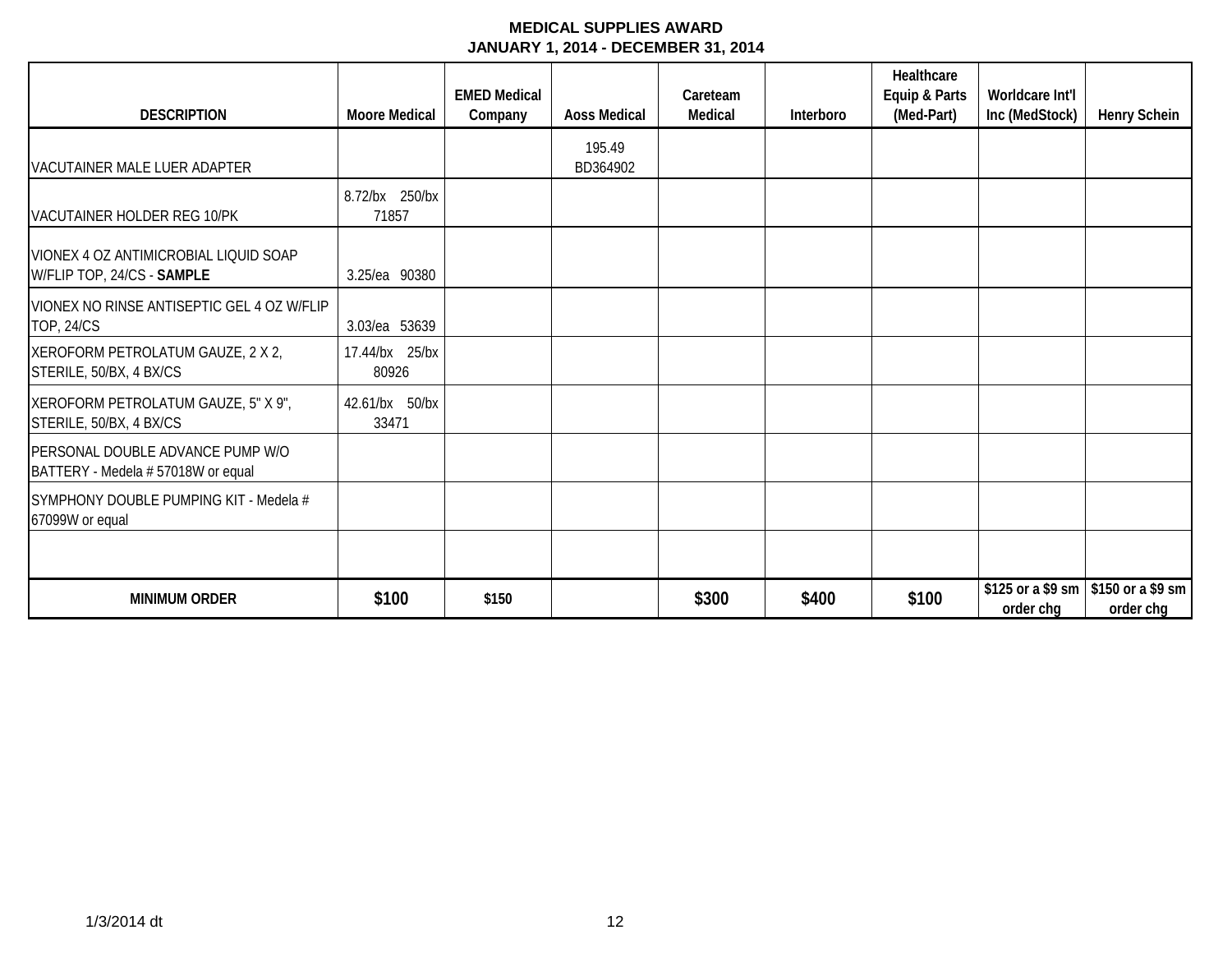# MEDICAL SUPPLIES AWARD
## JANUARY 1, 2014 - DECEMBER 31, 2014

| DESCRIPTION | Moore Medical | EMED Medical Company | Aoss Medical | Careteam Medical | Interboro | Healthcare Equip & Parts (Med-Part) | Worldcare Int'l Inc (MedStock) | Henry Schein |
|---|---|---|---|---|---|---|---|---|
| VACUTAINER MALE LUER ADAPTER | | | 195.49 BD364902 | | | | | |
| VACUTAINER HOLDER REG 10/PK | 8.72/bx 250/bx 71857 | | | | | | | |
| VIONEX 4 OZ ANTIMICROBIAL LIQUID SOAP W/FLIP TOP, 24/CS - **SAMPLE** | 3.25/ea 90380 | | | | | | | |
| VIONEX NO RINSE ANTISEPTIC GEL 4 OZ W/FLIP TOP, 24/CS | 3.03/ea 53639 | | | | | | | |
| XEROFORM PETROLATUM GAUZE, 2 X 2, STERILE, 50/BX, 4 BX/CS | 17.44/bx 25/bx 80926 | | | | | | | |
| XEROFORM PETROLATUM GAUZE, 5" X 9", STERILE, 50/BX, 4 BX/CS | 42.61/bx 50/bx 33471 | | | | | | | |
| PERSONAL DOUBLE ADVANCE PUMP W/O BATTERY - Medela # 57018W or equal | | | | | | | | |
| SYMPHONY DOUBLE PUMPING KIT - Medela # 67099W or equal | | | | | | | | |
| | | | | | | | | |
| **MINIMUM ORDER** | **$100** | **$150** | | **$300** | **$400** | **$100** | **$125 or a $9 sm order chg** | **$150 or a $9 sm order chg** |

1/3/2014 dt